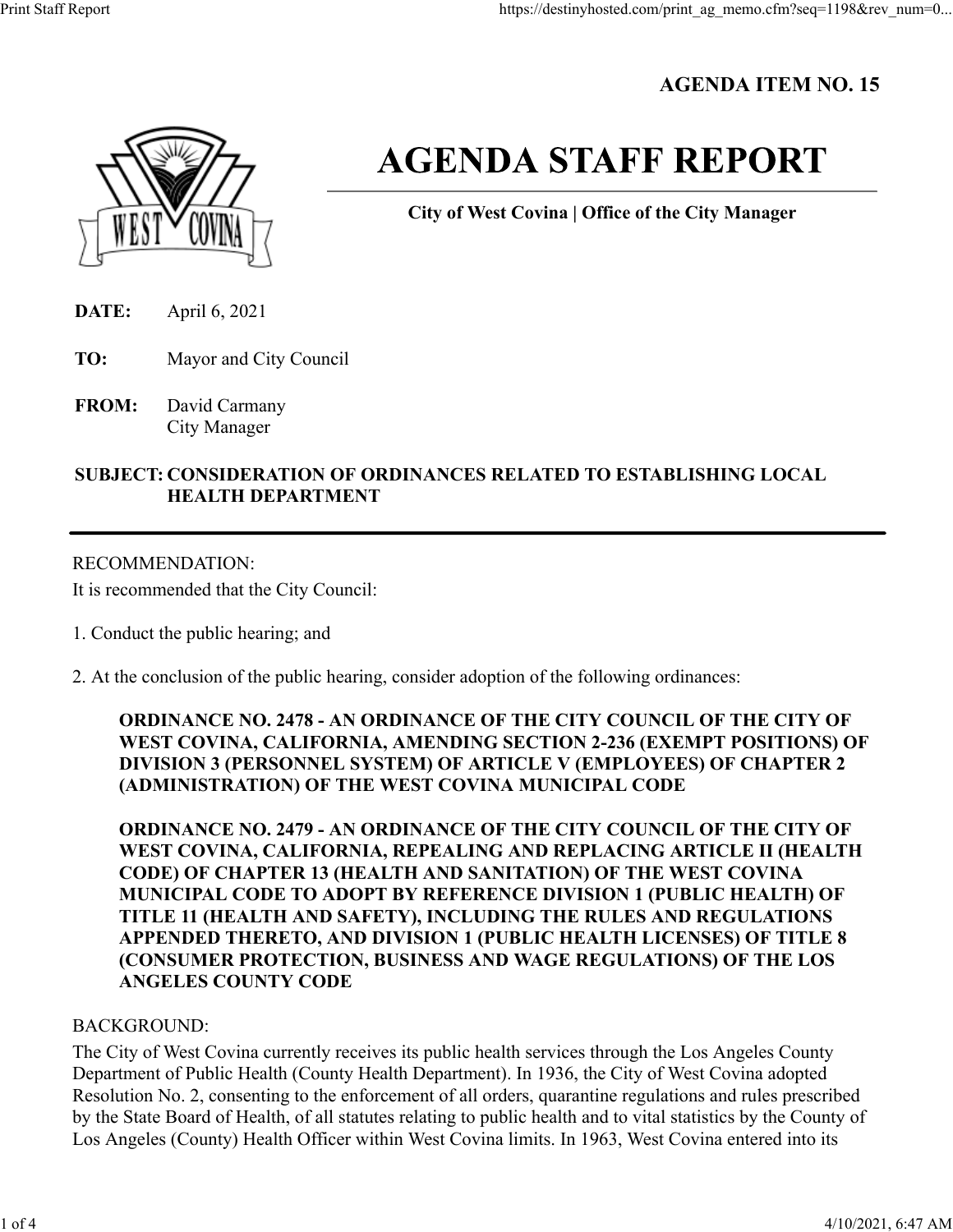**AGENDA ITEM NO. 15**

# AGENDA STAFF REPORT

**City of West Covina | Office of the City Manager**

**DATE:** April 6, 2021

**TO:** Mayor and City Council

**FROM:** David Carmany
City Manager

**SUBJECT: CONSIDERATION OF ORDINANCES RELATED TO ESTABLISHING LOCAL HEALTH DEPARTMENT**

---

RECOMMENDATION:

It is recommended that the City Council:

1. Conduct the public hearing; and

2. At the conclusion of the public hearing, consider adoption of the following ordinances:

   **ORDINANCE NO. 2478 - AN ORDINANCE OF THE CITY COUNCIL OF THE CITY OF WEST COVINA, CALIFORNIA, AMENDING SECTION 2-236 (EXEMPT POSITIONS) OF DIVISION 3 (PERSONNEL SYSTEM) OF ARTICLE V (EMPLOYEES) OF CHAPTER 2 (ADMINISTRATION) OF THE WEST COVINA MUNICIPAL CODE**

   **ORDINANCE NO. 2479 - AN ORDINANCE OF THE CITY COUNCIL OF THE CITY OF WEST COVINA, CALIFORNIA, REPEALING AND REPLACING ARTICLE II (HEALTH CODE) OF CHAPTER 13 (HEALTH AND SANITATION) OF THE WEST COVINA MUNICIPAL CODE TO ADOPT BY REFERENCE DIVISION 1 (PUBLIC HEALTH) OF TITLE 11 (HEALTH AND SAFETY), INCLUDING THE RULES AND REGULATIONS APPENDED THERETO, AND DIVISION 1 (PUBLIC HEALTH LICENSES) OF TITLE 8 (CONSUMER PROTECTION, BUSINESS AND WAGE REGULATIONS) OF THE LOS ANGELES COUNTY CODE**

BACKGROUND:

The City of West Covina currently receives its public health services through the Los Angeles County Department of Public Health (County Health Department). In 1936, the City of West Covina adopted Resolution No. 2, consenting to the enforcement of all orders, quarantine regulations and rules prescribed by the State Board of Health, of all statutes relating to public health and to vital statistics by the County of Los Angeles (County) Health Officer within West Covina limits. In 1963, West Covina entered into its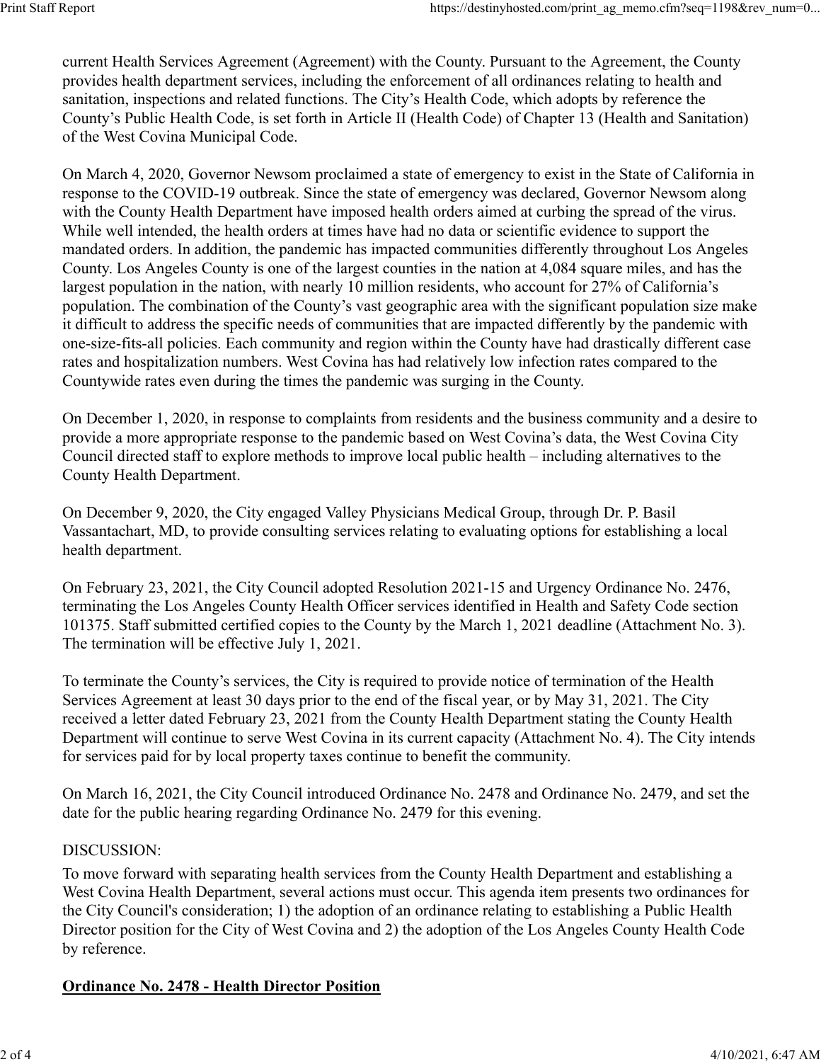current Health Services Agreement (Agreement) with the County. Pursuant to the Agreement, the County provides health department services, including the enforcement of all ordinances relating to health and sanitation, inspections and related functions. The City's Health Code, which adopts by reference the County's Public Health Code, is set forth in Article II (Health Code) of Chapter 13 (Health and Sanitation) of the West Covina Municipal Code.

On March 4, 2020, Governor Newsom proclaimed a state of emergency to exist in the State of California in response to the COVID-19 outbreak. Since the state of emergency was declared, Governor Newsom along with the County Health Department have imposed health orders aimed at curbing the spread of the virus. While well intended, the health orders at times have had no data or scientific evidence to support the mandated orders. In addition, the pandemic has impacted communities differently throughout Los Angeles County. Los Angeles County is one of the largest counties in the nation at 4,084 square miles, and has the largest population in the nation, with nearly 10 million residents, who account for 27% of California's population. The combination of the County's vast geographic area with the significant population size make it difficult to address the specific needs of communities that are impacted differently by the pandemic with one-size-fits-all policies. Each community and region within the County have had drastically different case rates and hospitalization numbers. West Covina has had relatively low infection rates compared to the Countywide rates even during the times the pandemic was surging in the County.

On December 1, 2020, in response to complaints from residents and the business community and a desire to provide a more appropriate response to the pandemic based on West Covina's data, the West Covina City Council directed staff to explore methods to improve local public health – including alternatives to the County Health Department.

On December 9, 2020, the City engaged Valley Physicians Medical Group, through Dr. P. Basil Vassantachart, MD, to provide consulting services relating to evaluating options for establishing a local health department.

On February 23, 2021, the City Council adopted Resolution 2021-15 and Urgency Ordinance No. 2476, terminating the Los Angeles County Health Officer services identified in Health and Safety Code section 101375. Staff submitted certified copies to the County by the March 1, 2021 deadline (Attachment No. 3). The termination will be effective July 1, 2021.

To terminate the County's services, the City is required to provide notice of termination of the Health Services Agreement at least 30 days prior to the end of the fiscal year, or by May 31, 2021. The City received a letter dated February 23, 2021 from the County Health Department stating the County Health Department will continue to serve West Covina in its current capacity (Attachment No. 4). The City intends for services paid for by local property taxes continue to benefit the community.

On March 16, 2021, the City Council introduced Ordinance No. 2478 and Ordinance No. 2479, and set the date for the public hearing regarding Ordinance No. 2479 for this evening.

DISCUSSION:

To move forward with separating health services from the County Health Department and establishing a West Covina Health Department, several actions must occur. This agenda item presents two ordinances for the City Council's consideration; 1) the adoption of an ordinance relating to establishing a Public Health Director position for the City of West Covina and 2) the adoption of the Los Angeles County Health Code by reference.

**Ordinance No. 2478 - Health Director Position**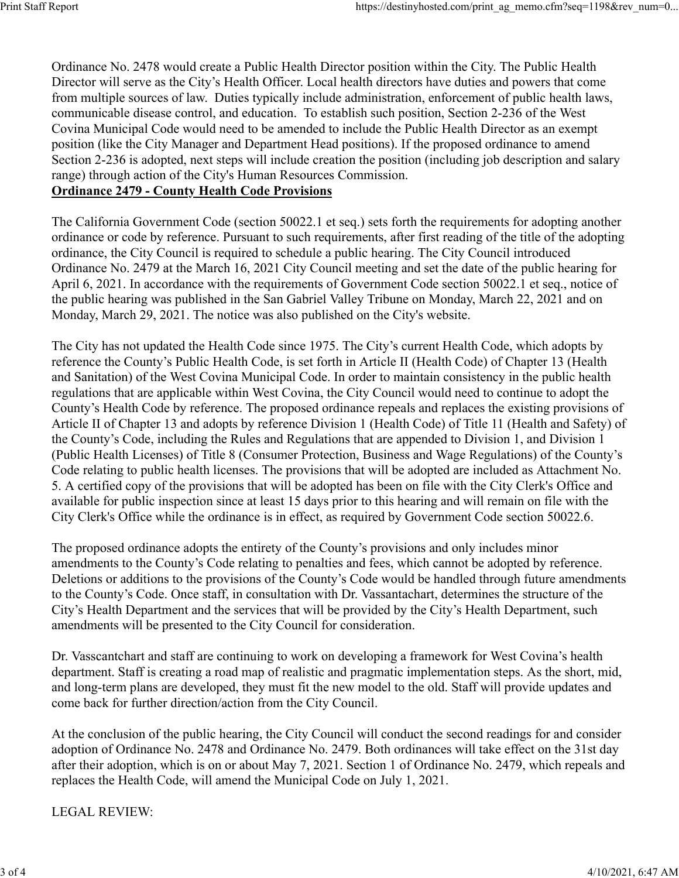Ordinance No. 2478 would create a Public Health Director position within the City. The Public Health Director will serve as the City's Health Officer. Local health directors have duties and powers that come from multiple sources of law. Duties typically include administration, enforcement of public health laws, communicable disease control, and education. To establish such position, Section 2-236 of the West Covina Municipal Code would need to be amended to include the Public Health Director as an exempt position (like the City Manager and Department Head positions). If the proposed ordinance to amend Section 2-236 is adopted, next steps will include creation the position (including job description and salary range) through action of the City's Human Resources Commission.

**Ordinance 2479 - County Health Code Provisions**

The California Government Code (section 50022.1 et seq.) sets forth the requirements for adopting another ordinance or code by reference. Pursuant to such requirements, after first reading of the title of the adopting ordinance, the City Council is required to schedule a public hearing. The City Council introduced Ordinance No. 2479 at the March 16, 2021 City Council meeting and set the date of the public hearing for April 6, 2021. In accordance with the requirements of Government Code section 50022.1 et seq., notice of the public hearing was published in the San Gabriel Valley Tribune on Monday, March 22, 2021 and on Monday, March 29, 2021. The notice was also published on the City's website.

The City has not updated the Health Code since 1975. The City's current Health Code, which adopts by reference the County's Public Health Code, is set forth in Article II (Health Code) of Chapter 13 (Health and Sanitation) of the West Covina Municipal Code. In order to maintain consistency in the public health regulations that are applicable within West Covina, the City Council would need to continue to adopt the County's Health Code by reference. The proposed ordinance repeals and replaces the existing provisions of Article II of Chapter 13 and adopts by reference Division 1 (Health Code) of Title 11 (Health and Safety) of the County's Code, including the Rules and Regulations that are appended to Division 1, and Division 1 (Public Health Licenses) of Title 8 (Consumer Protection, Business and Wage Regulations) of the County's Code relating to public health licenses. The provisions that will be adopted are included as Attachment No. 5. A certified copy of the provisions that will be adopted has been on file with the City Clerk's Office and available for public inspection since at least 15 days prior to this hearing and will remain on file with the City Clerk's Office while the ordinance is in effect, as required by Government Code section 50022.6.

The proposed ordinance adopts the entirety of the County's provisions and only includes minor amendments to the County's Code relating to penalties and fees, which cannot be adopted by reference. Deletions or additions to the provisions of the County's Code would be handled through future amendments to the County's Code. Once staff, in consultation with Dr. Vassantachart, determines the structure of the City's Health Department and the services that will be provided by the City's Health Department, such amendments will be presented to the City Council for consideration.

Dr. Vasscantchart and staff are continuing to work on developing a framework for West Covina's health department. Staff is creating a road map of realistic and pragmatic implementation steps. As the short, mid, and long-term plans are developed, they must fit the new model to the old. Staff will provide updates and come back for further direction/action from the City Council.

At the conclusion of the public hearing, the City Council will conduct the second readings for and consider adoption of Ordinance No. 2478 and Ordinance No. 2479. Both ordinances will take effect on the 31st day after their adoption, which is on or about May 7, 2021. Section 1 of Ordinance No. 2479, which repeals and replaces the Health Code, will amend the Municipal Code on July 1, 2021.

LEGAL REVIEW: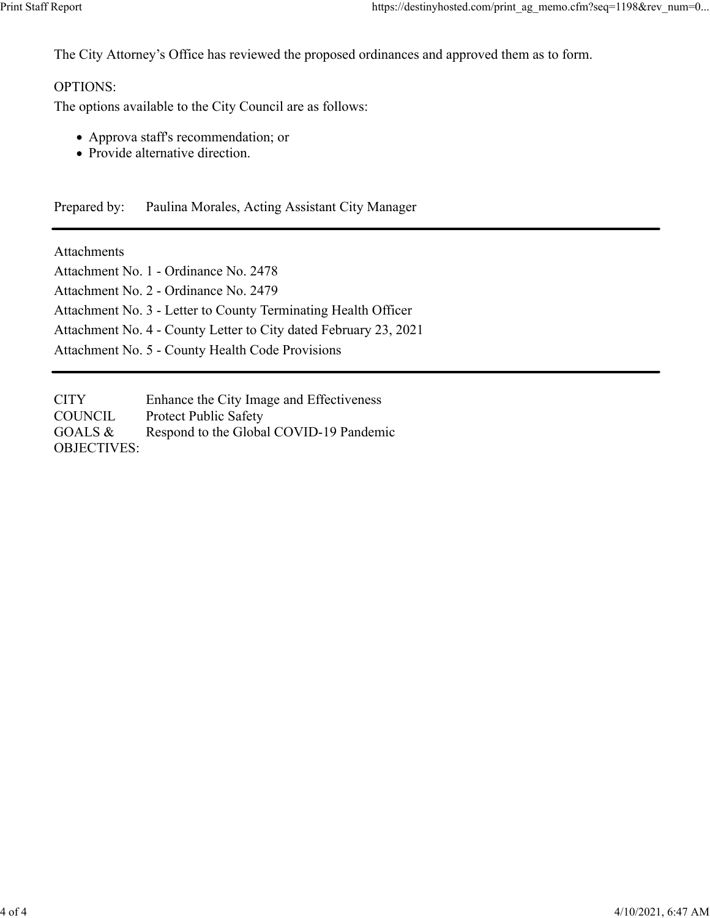The City Attorney’s Office has reviewed the proposed ordinances and approved them as to form.

OPTIONS:

The options available to the City Council are as follows:

- Approva staff's recommendation; or
- Provide alternative direction.

Prepared by: Paulina Morales, Acting Assistant City Manager

---

Attachments

Attachment No. 1 - Ordinance No. 2478

Attachment No. 2 - Ordinance No. 2479

Attachment No. 3 - Letter to County Terminating Health Officer

Attachment No. 4 - County Letter to City dated February 23, 2021

Attachment No. 5 - County Health Code Provisions

---

| | |
|---|---|
| CITY COUNCIL GOALS & OBJECTIVES: | Enhance the City Image and Effectiveness<br>Protect Public Safety<br>Respond to the Global COVID-19 Pandemic |